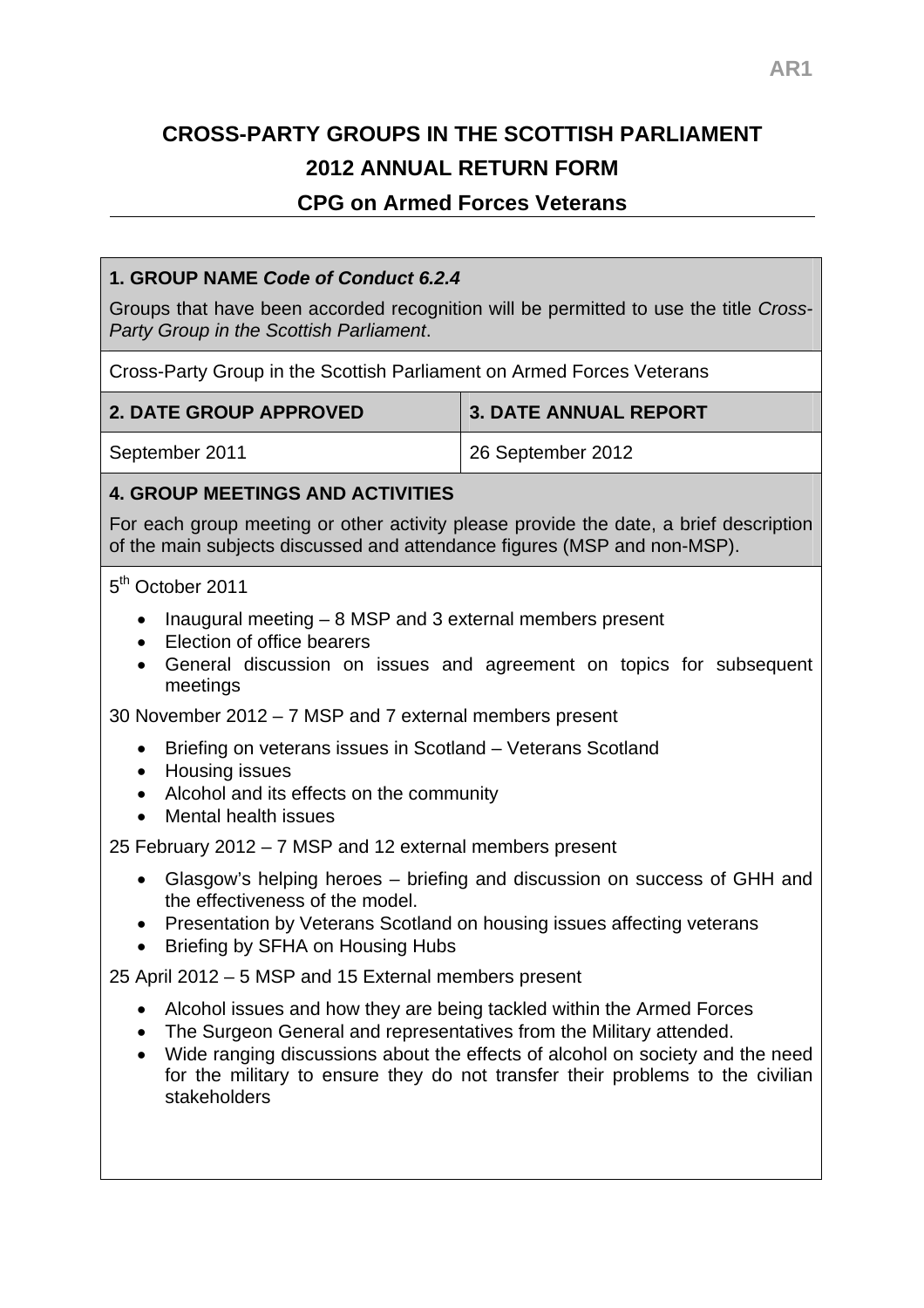AR1

# CROSS-PARTY GROUPS IN THE SCOTTISH PARLIAMENT
# 2012 ANNUAL RETURN FORM
## CPG on Armed Forces Veterans

### 1. GROUP NAME *Code of Conduct 6.2.4*

Groups that have been accorded recognition will be permitted to use the title *Cross-Party Group in the Scottish Parliament*.

Cross-Party Group in the Scottish Parliament on Armed Forces Veterans

| 2. DATE GROUP APPROVED | 3. DATE ANNUAL REPORT |
|---|---|
| September 2011 | 26 September 2012 |

### 4. GROUP MEETINGS AND ACTIVITIES

For each group meeting or other activity please provide the date, a brief description of the main subjects discussed and attendance figures (MSP and non-MSP).

5th October 2011

- Inaugural meeting – 8 MSP and 3 external members present
- Election of office bearers
- General discussion on issues and agreement on topics for subsequent meetings

30 November 2012 – 7 MSP and 7 external members present

- Briefing on veterans issues in Scotland – Veterans Scotland
- Housing issues
- Alcohol and its effects on the community
- Mental health issues

25 February 2012 – 7 MSP and 12 external members present

- Glasgow's helping heroes – briefing and discussion on success of GHH and the effectiveness of the model.
- Presentation by Veterans Scotland on housing issues affecting veterans
- Briefing by SFHA on Housing Hubs

25 April 2012 – 5 MSP and 15 External members present

- Alcohol issues and how they are being tackled within the Armed Forces
- The Surgeon General and representatives from the Military attended.
- Wide ranging discussions about the effects of alcohol on society and the need for the military to ensure they do not transfer their problems to the civilian stakeholders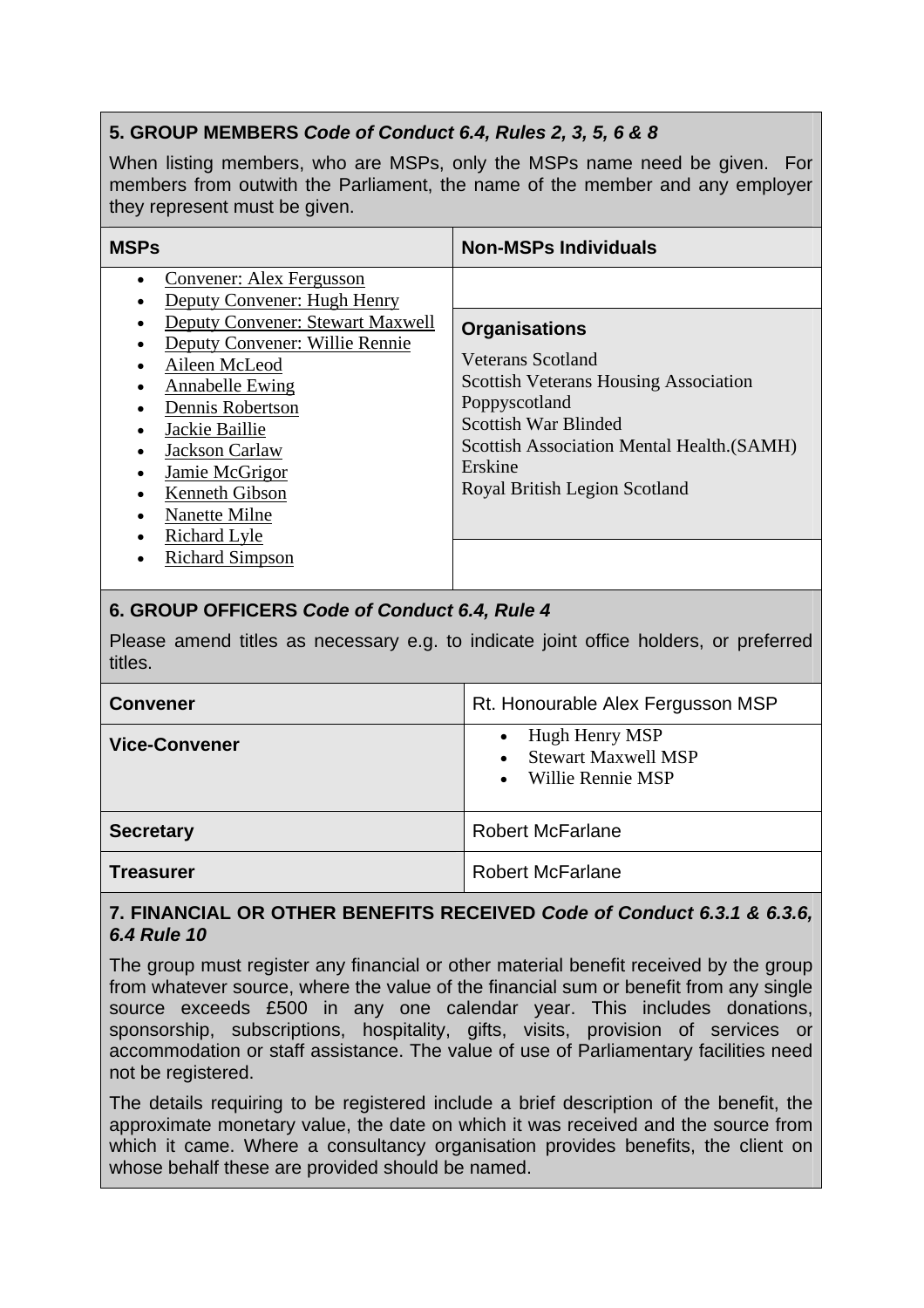## 5. GROUP MEMBERS *Code of Conduct 6.4, Rules 2, 3, 5, 6 & 8*

When listing members, who are MSPs, only the MSPs name need be given. For members from outwith the Parliament, the name of the member and any employer they represent must be given.

| MSPs | Non-MSPs Individuals |
|---|---|
| <ul><li>Convener: Alex Fergusson</li><li>Deputy Convener: Hugh Henry</li><li>Deputy Convener: Stewart Maxwell</li><li>Deputy Convener: Willie Rennie</li><li>Aileen McLeod</li><li>Annabelle Ewing</li><li>Dennis Robertson</li><li>Jackie Baillie</li><li>Jackson Carlaw</li><li>Jamie McGrigor</li><li>Kenneth Gibson</li><li>Nanette Milne</li><li>Richard Lyle</li><li>Richard Simpson</li></ul> | **Organisations**<br>Veterans Scotland<br>Scottish Veterans Housing Association<br>Poppyscotland<br>Scottish War Blinded<br>Scottish Association Mental Health.(SAMH)<br>Erskine<br>Royal British Legion Scotland |

## 6. GROUP OFFICERS *Code of Conduct 6.4, Rule 4*

Please amend titles as necessary e.g. to indicate joint office holders, or preferred titles.

| | |
|---|---|
| **Convener** | Rt. Honourable Alex Fergusson MSP |
| **Vice-Convener** | <ul><li>Hugh Henry MSP</li><li>Stewart Maxwell MSP</li><li>Willie Rennie MSP</li></ul> |
| **Secretary** | Robert McFarlane |
| **Treasurer** | Robert McFarlane |

## 7. FINANCIAL OR OTHER BENEFITS RECEIVED *Code of Conduct 6.3.1 & 6.3.6, 6.4 Rule 10*

The group must register any financial or other material benefit received by the group from whatever source, where the value of the financial sum or benefit from any single source exceeds £500 in any one calendar year. This includes donations, sponsorship, subscriptions, hospitality, gifts, visits, provision of services or accommodation or staff assistance. The value of use of Parliamentary facilities need not be registered.

The details requiring to be registered include a brief description of the benefit, the approximate monetary value, the date on which it was received and the source from which it came. Where a consultancy organisation provides benefits, the client on whose behalf these are provided should be named.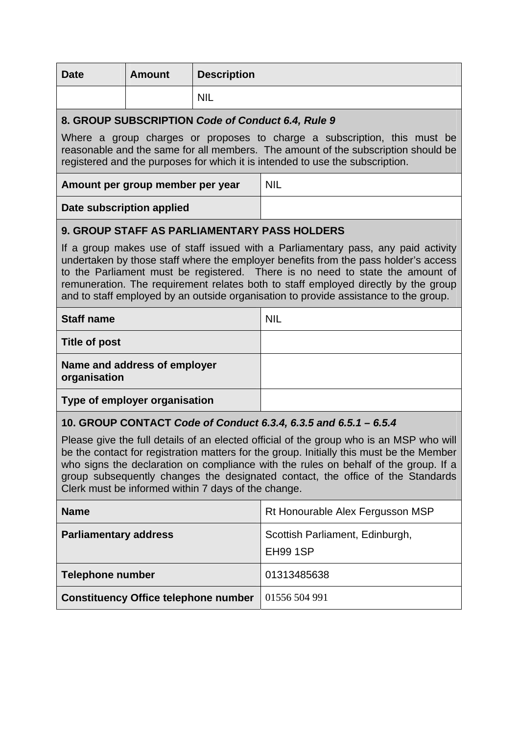| Date | Amount | Description |
|---|---|---|
| | | NIL |

## 8. GROUP SUBSCRIPTION *Code of Conduct 6.4, Rule 9*

Where a group charges or proposes to charge a subscription, this must be reasonable and the same for all members. The amount of the subscription should be registered and the purposes for which it is intended to use the subscription.

| | |
|---|---|
| **Amount per group member per year** | NIL |
| **Date subscription applied** | |

## 9. GROUP STAFF AS PARLIAMENTARY PASS HOLDERS

If a group makes use of staff issued with a Parliamentary pass, any paid activity undertaken by those staff where the employer benefits from the pass holder's access to the Parliament must be registered. There is no need to state the amount of remuneration. The requirement relates both to staff employed directly by the group and to staff employed by an outside organisation to provide assistance to the group.

| | |
|---|---|
| **Staff name** | NIL |
| **Title of post** | |
| **Name and address of employer organisation** | |
| **Type of employer organisation** | |

## 10. GROUP CONTACT *Code of Conduct 6.3.4, 6.3.5 and 6.5.1 – 6.5.4*

Please give the full details of an elected official of the group who is an MSP who will be the contact for registration matters for the group. Initially this must be the Member who signs the declaration on compliance with the rules on behalf of the group. If a group subsequently changes the designated contact, the office of the Standards Clerk must be informed within 7 days of the change.

| | |
|---|---|
| **Name** | Rt Honourable Alex Fergusson MSP |
| **Parliamentary address** | Scottish Parliament, Edinburgh, EH99 1SP |
| **Telephone number** | 01313485638 |
| **Constituency Office telephone number** | 01556 504 991 |